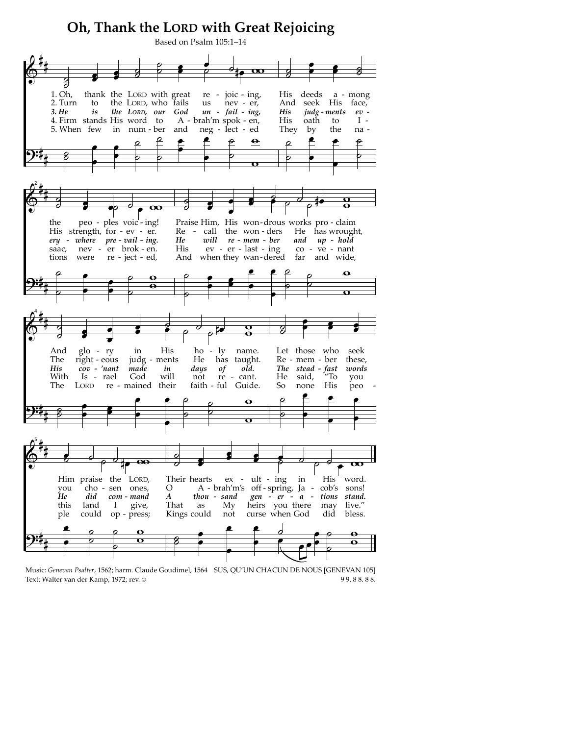# Oh, Thank the LORD with Great Rejoicing

Based on Psalm 105:1–14

1. Oh, thank the LORD with great rejoicing,
His deeds among the peoples voicing!
Praise Him, His wondrous works proclaim
And glory in His holy name.
Let those who seek Him praise the LORD,
Their hearts exulting in His word.

2. Turn to the LORD, who fails us never,
And seek His face, His strength, forever.
Recall the wonders He has wrought,
The righteous judgments He has taught.
Remember these, you chosen ones,
O Abrah'm's offspring, Jacob's sons!

*3. He is the LORD, our God unfailing,*
*His judgments everywhere prevailing.*
*He will remember and uphold*
*His cov'nant made in days of old.*
*The steadfast words He did command*
*A thousand generations stand.*

4. Firm stands His word to Abrah'm spoken,
His oath to Isaac, never broken.
His everlasting covenant
With Israel God will not recant.
He said, "To you this land I give,
That as My heirs you there may live."

5. When few in number and neglected
They by the nations were rejected,
And when they wandered far and wide,
The LORD remained their faithful Guide.
So none His people could oppress;
Kings could not curse when God did bless.

Music: *Genevan Psalter*, 1562; harm. Claude Goudimel, 1564 SUS, QU'UN CHACUN DE NOUS [GENEVAN 105]
Text: Walter van der Kamp, 1972; rev. © 9 9. 8 8. 8 8.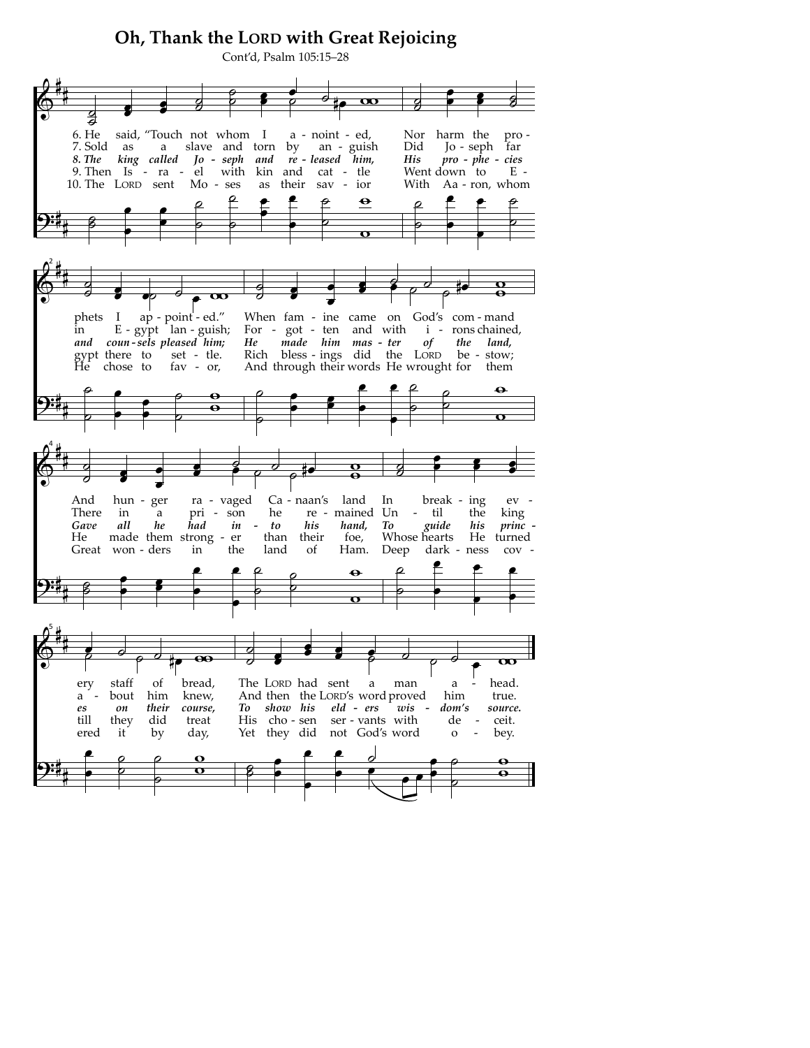# Oh, Thank the LORD with Great Rejoicing

Cont'd, Psalm 105:15–28

6. He said, "Touch not whom I anointed, Nor harm the prophets I appointed." When famine came on God's command And hunger ravaged Canaan's land In breaking every staff of bread, The LORD had sent a man ahead.

7. Sold as a slave and torn by anguish Did Joseph far in Egypt languish; For-gotten and with irons chained, There in a prison he remained Until the king about him knew, And then the LORD's word proved him true.

*8. The king called Joseph and released him, His prophecies and counsels pleased him; He made him master of the land, Gave all he had into his hand, To guide his princes on their course, To show his elders wisdom's source.*

9. Then Israel with kin and cattle Went down to Egypt there to settle. Rich blessings did the LORD bestow; He made them stronger than their foe, Whose hearts He turned till they did treat His chosen servants with deceit.

10. The LORD sent Moses as their savior With Aaron, whom He chose to favor, And through their words He wrought for them Great wonders in the land of Ham. Deep darkness covered it by day, Yet they did not God's word obey.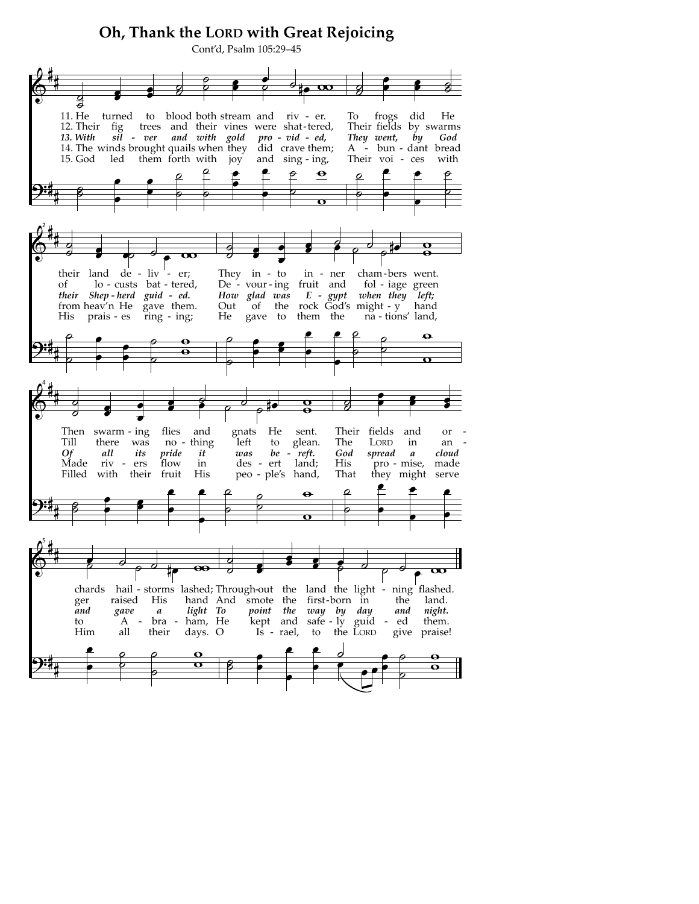# Oh, Thank the LORD with Great Rejoicing

Cont'd, Psalm 105:29–45

11. He turned to blood both stream and river.
To frogs did He their land deliver;
They into inner chambers went.
Then swarming flies and gnats He sent.
Their fields and orchards hailstorms lashed;
Throughout the land the lightning flashed.

12. Their fig trees and their vines were shattered,
Their fields by swarms of locusts battered,
Devouring fruit and foliage green
Till there was nothing left to glean.
The LORD in anger raised His hand
And smote the firstborn in the land.

*13. With silver and with gold provided,*
*They went, by God their Shepherd guided.*
*How glad was Egypt when they left;*
*Of all its pride it was bereft.*
*God spread a cloud and gave a light*
*To point the way by day and night.*

14. The winds brought quails when they did crave them;
Abundant bread from heav'n He gave them.
Out of the rock God's mighty hand
Made rivers flow in desert land;
His promise, made to Abraham,
He kept and safely guided them.

15. God led them forth with joy and singing,
Their voices with His praises ringing;
He gave to them the nations' land,
Filled with their fruit His people's hand,
That they might serve Him all their days.
O Israel, to the LORD give praise!